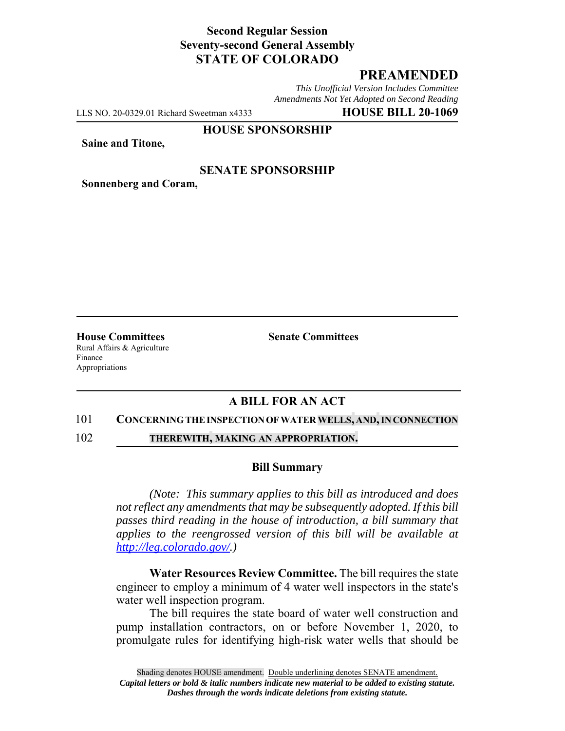**Second Regular Session**
**Seventy-second General Assembly**
**STATE OF COLORADO**

# PREAMENDED

*This Unofficial Version Includes Committee Amendments Not Yet Adopted on Second Reading*

LLS NO. 20-0329.01 Richard Sweetman x4333 **HOUSE BILL 20-1069**

**HOUSE SPONSORSHIP**

**Saine and Titone,**

**SENATE SPONSORSHIP**

**Sonnenberg and Coram,**

**House Committees**
Rural Affairs & Agriculture
Finance
Appropriations

**Senate Committees**

## A BILL FOR AN ACT

101 **CONCERNING THE INSPECTION OF WATER WELLS, AND, IN CONNECTION**
102 **THEREWITH, MAKING AN APPROPRIATION.**

### Bill Summary

*(Note: This summary applies to this bill as introduced and does not reflect any amendments that may be subsequently adopted. If this bill passes third reading in the house of introduction, a bill summary that applies to the reengrossed version of this bill will be available at http://leg.colorado.gov/.)*

**Water Resources Review Committee.** The bill requires the state engineer to employ a minimum of 4 water well inspectors in the state's water well inspection program.

The bill requires the state board of water well construction and pump installation contractors, on or before November 1, 2020, to promulgate rules for identifying high-risk water wells that should be

Shading denotes HOUSE amendment. Double underlining denotes SENATE amendment.
*Capital letters or bold & italic numbers indicate new material to be added to existing statute.*
*Dashes through the words indicate deletions from existing statute.*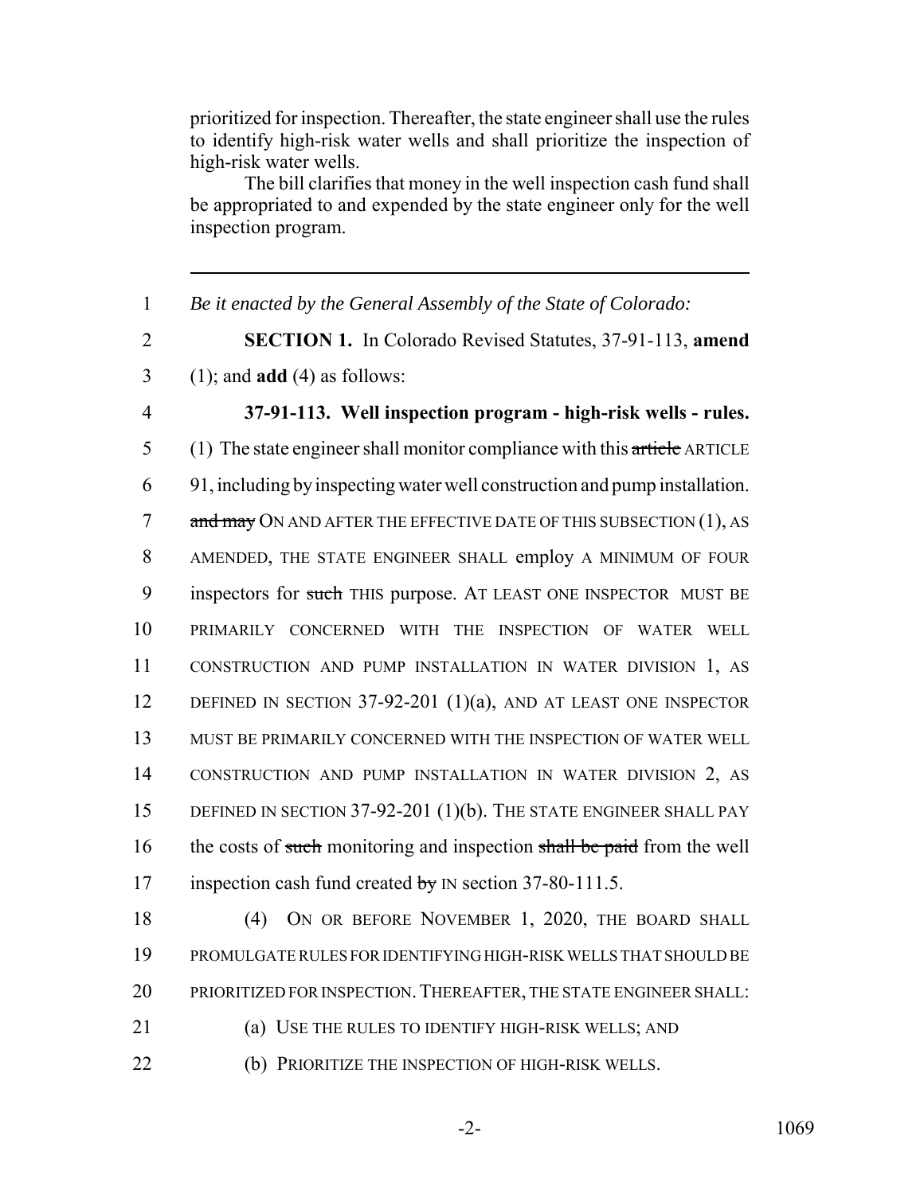prioritized for inspection. Thereafter, the state engineer shall use the rules to identify high-risk water wells and shall prioritize the inspection of high-risk water wells.

The bill clarifies that money in the well inspection cash fund shall be appropriated to and expended by the state engineer only for the well inspection program.

---

1 *Be it enacted by the General Assembly of the State of Colorado:*

2 **SECTION 1.** In Colorado Revised Statutes, 37-91-113, **amend**
3 (1); and **add** (4) as follows:

4 **37-91-113. Well inspection program - high-risk wells - rules.**
5 (1) The state engineer shall monitor compliance with this ~~article~~ ARTICLE
6 91, including by inspecting water well construction and pump installation.
7 ~~and may~~ ON AND AFTER THE EFFECTIVE DATE OF THIS SUBSECTION (1), AS
8 AMENDED, THE STATE ENGINEER SHALL employ A MINIMUM OF FOUR
9 inspectors for ~~such~~ THIS purpose. AT LEAST ONE INSPECTOR MUST BE
10 PRIMARILY CONCERNED WITH THE INSPECTION OF WATER WELL
11 CONSTRUCTION AND PUMP INSTALLATION IN WATER DIVISION 1, AS
12 DEFINED IN SECTION 37-92-201 (1)(a), AND AT LEAST ONE INSPECTOR
13 MUST BE PRIMARILY CONCERNED WITH THE INSPECTION OF WATER WELL
14 CONSTRUCTION AND PUMP INSTALLATION IN WATER DIVISION 2, AS
15 DEFINED IN SECTION 37-92-201 (1)(b). THE STATE ENGINEER SHALL PAY
16 the costs of ~~such~~ monitoring and inspection ~~shall be paid~~ from the well
17 inspection cash fund created ~~by~~ IN section 37-80-111.5.

18 (4) ON OR BEFORE NOVEMBER 1, 2020, THE BOARD SHALL
19 PROMULGATE RULES FOR IDENTIFYING HIGH-RISK WELLS THAT SHOULD BE
20 PRIORITIZED FOR INSPECTION. THEREAFTER, THE STATE ENGINEER SHALL:

21 (a) USE THE RULES TO IDENTIFY HIGH-RISK WELLS; AND

22 (b) PRIORITIZE THE INSPECTION OF HIGH-RISK WELLS.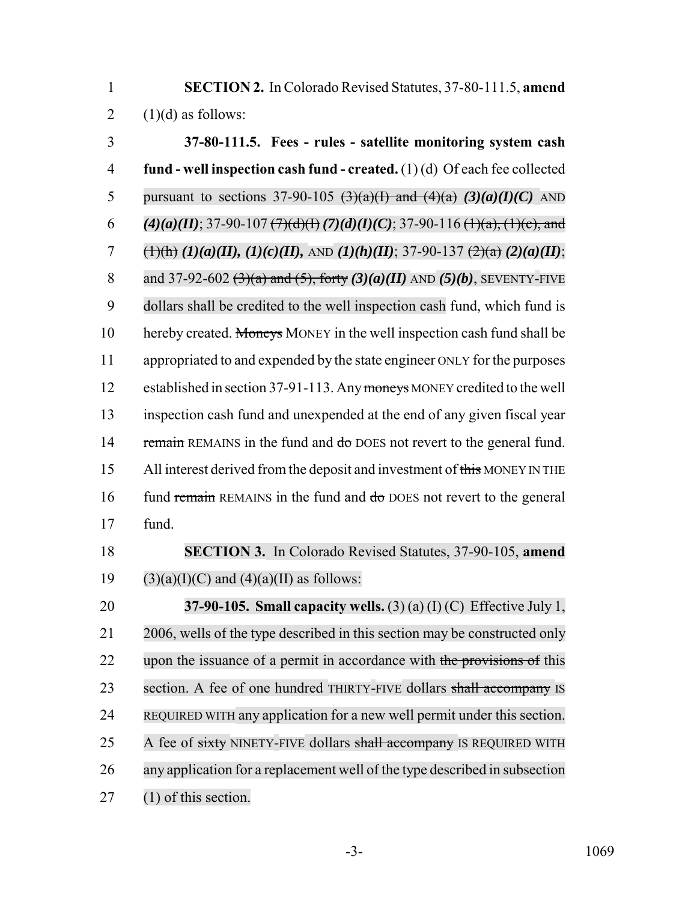**SECTION 2.** In Colorado Revised Statutes, 37-80-111.5, **amend** (1)(d) as follows:

**37-80-111.5. Fees - rules - satellite monitoring system cash fund - well inspection cash fund - created.** (1) (d) Of each fee collected pursuant to sections 37-90-105 ~~(3)(a)(I) and (4)(a)~~ ***(3)(a)(I)(C)*** AND ***(4)(a)(II)***; 37-90-107 ~~(7)(d)(I)~~ ***(7)(d)(I)(C)***; 37-90-116 ~~(1)(a), (1)(c), and (1)(h)~~ ***(1)(a)(II), (1)(c)(II),*** AND ***(1)(h)(II)***; 37-90-137 ~~(2)(a)~~ ***(2)(a)(II)***; and 37-92-602 ~~(3)(a) and (5), forty~~ ***(3)(a)(II)*** AND ***(5)(b)***, SEVENTY-FIVE dollars shall be credited to the well inspection cash fund, which fund is hereby created. ~~Moneys~~ MONEY in the well inspection cash fund shall be appropriated to and expended by the state engineer ONLY for the purposes established in section 37-91-113. Any ~~moneys~~ MONEY credited to the well inspection cash fund and unexpended at the end of any given fiscal year ~~remain~~ REMAINS in the fund and ~~do~~ DOES not revert to the general fund. All interest derived from the deposit and investment of ~~this~~ MONEY IN THE fund ~~remain~~ REMAINS in the fund and ~~do~~ DOES not revert to the general fund.

**SECTION 3.** In Colorado Revised Statutes, 37-90-105, **amend** (3)(a)(I)(C) and (4)(a)(II) as follows:

**37-90-105. Small capacity wells.** (3) (a) (I) (C) Effective July 1, 2006, wells of the type described in this section may be constructed only upon the issuance of a permit in accordance with ~~the provisions of~~ this section. A fee of one hundred THIRTY-FIVE dollars ~~shall accompany~~ IS REQUIRED WITH any application for a new well permit under this section. A fee of ~~sixty~~ NINETY-FIVE dollars ~~shall accompany~~ IS REQUIRED WITH any application for a replacement well of the type described in subsection (1) of this section.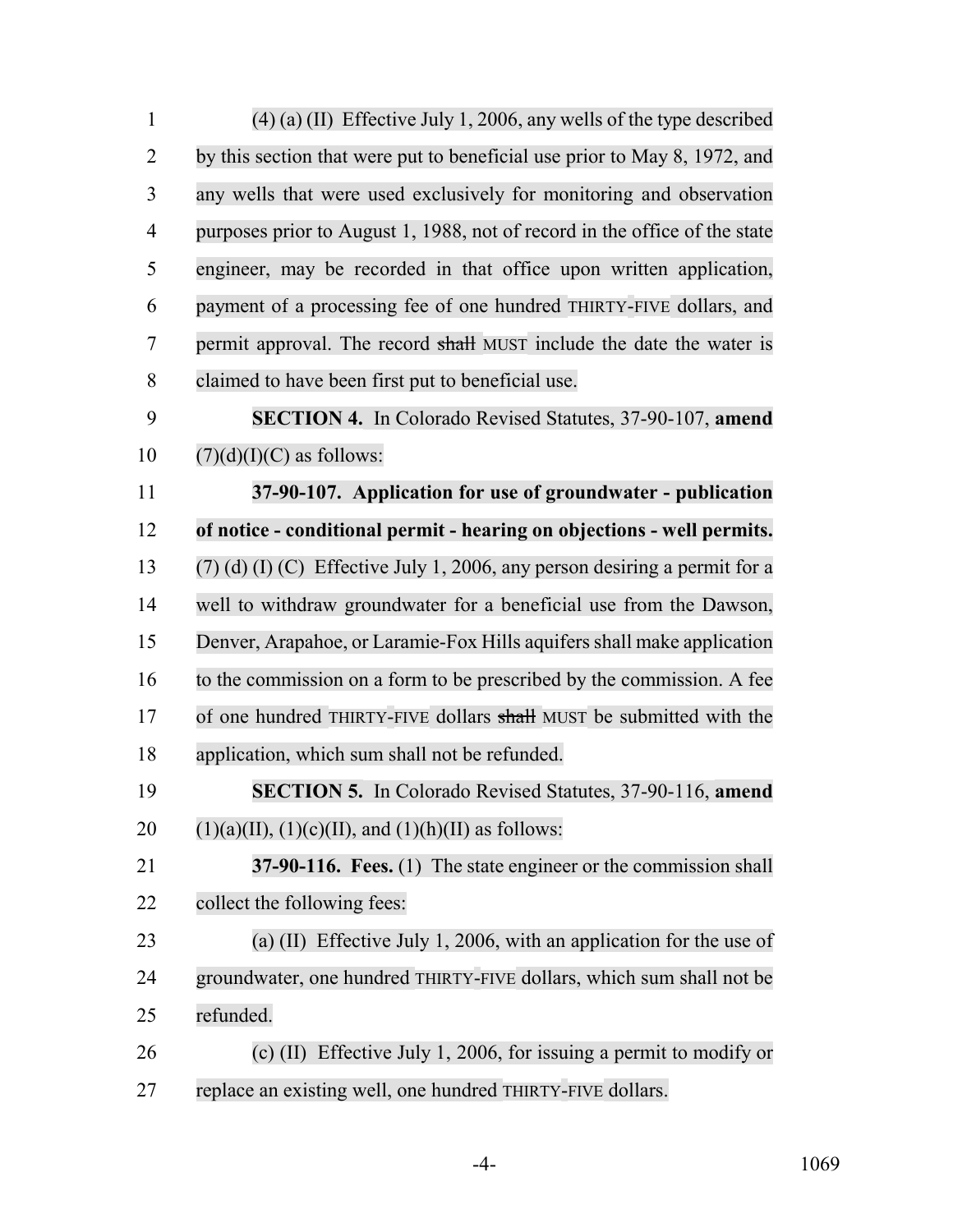(4) (a) (II) Effective July 1, 2006, any wells of the type described by this section that were put to beneficial use prior to May 8, 1972, and any wells that were used exclusively for monitoring and observation purposes prior to August 1, 1988, not of record in the office of the state engineer, may be recorded in that office upon written application, payment of a processing fee of one hundred THIRTY-FIVE dollars, and permit approval. The record ~~shall~~ MUST include the date the water is claimed to have been first put to beneficial use.

**SECTION 4.** In Colorado Revised Statutes, 37-90-107, **amend** (7)(d)(I)(C) as follows:

**37-90-107. Application for use of groundwater - publication of notice - conditional permit - hearing on objections - well permits.** (7) (d) (I) (C) Effective July 1, 2006, any person desiring a permit for a well to withdraw groundwater for a beneficial use from the Dawson, Denver, Arapahoe, or Laramie-Fox Hills aquifers shall make application to the commission on a form to be prescribed by the commission. A fee of one hundred THIRTY-FIVE dollars ~~shall~~ MUST be submitted with the application, which sum shall not be refunded.

**SECTION 5.** In Colorado Revised Statutes, 37-90-116, **amend** (1)(a)(II), (1)(c)(II), and (1)(h)(II) as follows:

**37-90-116. Fees.** (1) The state engineer or the commission shall collect the following fees:

(a) (II) Effective July 1, 2006, with an application for the use of groundwater, one hundred THIRTY-FIVE dollars, which sum shall not be refunded.

(c) (II) Effective July 1, 2006, for issuing a permit to modify or replace an existing well, one hundred THIRTY-FIVE dollars.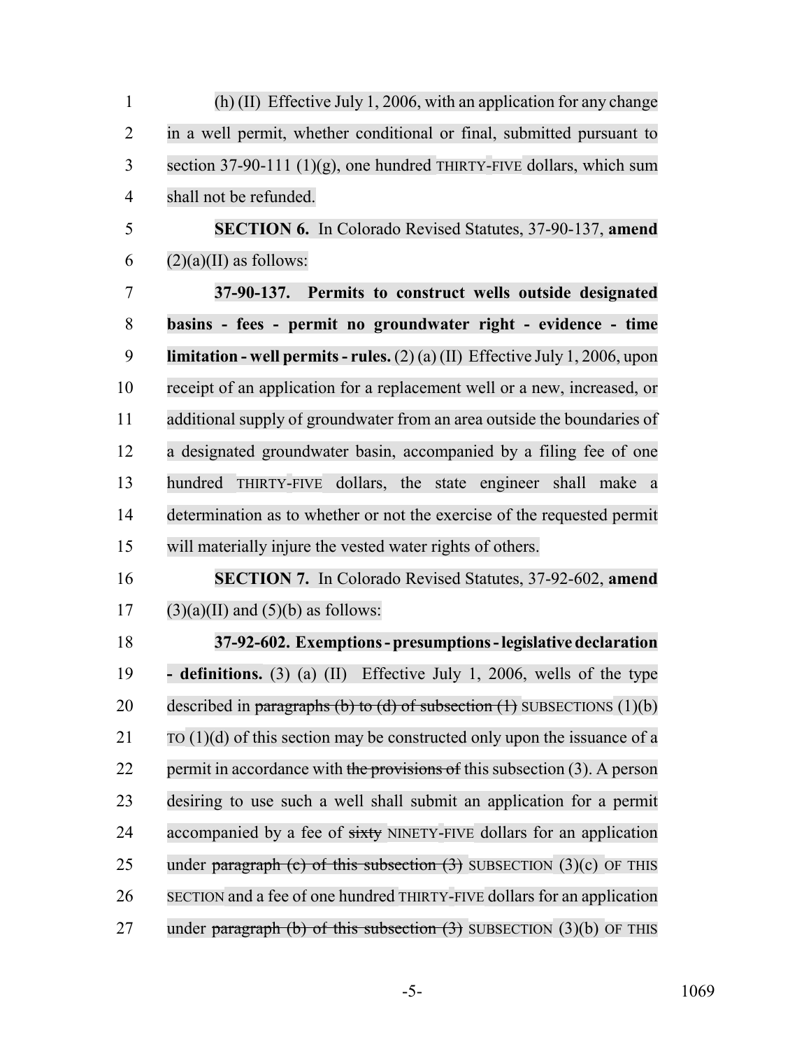(h) (II) Effective July 1, 2006, with an application for any change in a well permit, whether conditional or final, submitted pursuant to section 37-90-111 (1)(g), one hundred THIRTY-FIVE dollars, which sum shall not be refunded.

**SECTION 6.** In Colorado Revised Statutes, 37-90-137, **amend** (2)(a)(II) as follows:

**37-90-137. Permits to construct wells outside designated basins - fees - permit no groundwater right - evidence - time limitation - well permits - rules.** (2) (a) (II) Effective July 1, 2006, upon receipt of an application for a replacement well or a new, increased, or additional supply of groundwater from an area outside the boundaries of a designated groundwater basin, accompanied by a filing fee of one hundred THIRTY-FIVE dollars, the state engineer shall make a determination as to whether or not the exercise of the requested permit will materially injure the vested water rights of others.

**SECTION 7.** In Colorado Revised Statutes, 37-92-602, **amend** (3)(a)(II) and (5)(b) as follows:

**37-92-602. Exemptions - presumptions - legislative declaration - definitions.** (3) (a) (II) Effective July 1, 2006, wells of the type described in ~~paragraphs (b) to (d) of subsection (1)~~ SUBSECTIONS (1)(b) TO (1)(d) of this section may be constructed only upon the issuance of a permit in accordance with ~~the provisions of~~ this subsection (3). A person desiring to use such a well shall submit an application for a permit accompanied by a fee of ~~sixty~~ NINETY-FIVE dollars for an application under ~~paragraph (c) of this subsection (3)~~ SUBSECTION (3)(c) OF THIS SECTION and a fee of one hundred THIRTY-FIVE dollars for an application under ~~paragraph (b) of this subsection (3)~~ SUBSECTION (3)(b) OF THIS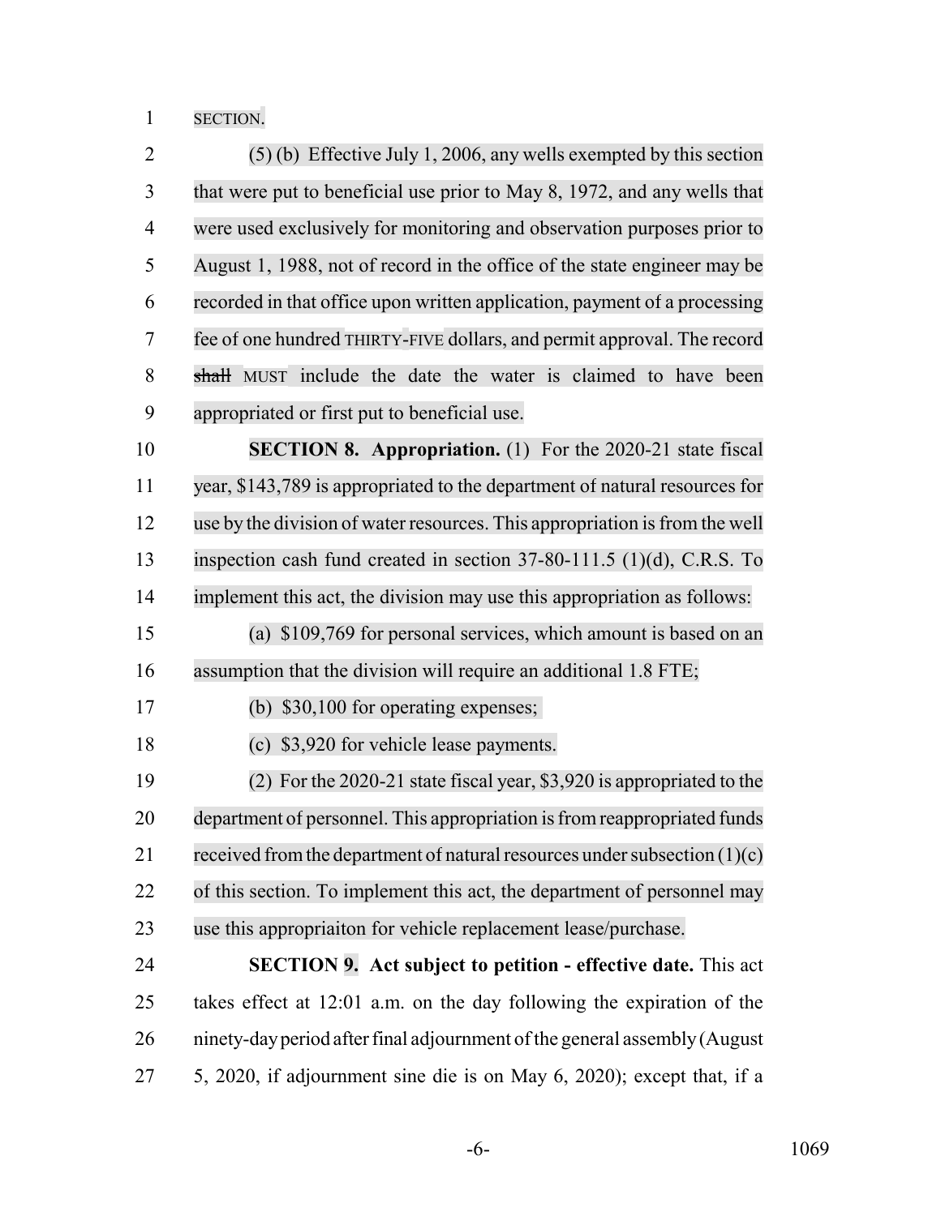SECTION.

(5) (b) Effective July 1, 2006, any wells exempted by this section that were put to beneficial use prior to May 8, 1972, and any wells that were used exclusively for monitoring and observation purposes prior to August 1, 1988, not of record in the office of the state engineer may be recorded in that office upon written application, payment of a processing fee of one hundred THIRTY-FIVE dollars, and permit approval. The record ~~shall~~ MUST include the date the water is claimed to have been appropriated or first put to beneficial use.

**SECTION 8. Appropriation.** (1) For the 2020-21 state fiscal year, $143,789 is appropriated to the department of natural resources for use by the division of water resources. This appropriation is from the well inspection cash fund created in section 37-80-111.5 (1)(d), C.R.S. To implement this act, the division may use this appropriation as follows:

(a) $109,769 for personal services, which amount is based on an assumption that the division will require an additional 1.8 FTE;

(b) $30,100 for operating expenses;

(c) $3,920 for vehicle lease payments.

(2) For the 2020-21 state fiscal year, $3,920 is appropriated to the department of personnel. This appropriation is from reappropriated funds received from the department of natural resources under subsection (1)(c) of this section. To implement this act, the department of personnel may use this appropriaiton for vehicle replacement lease/purchase.

**SECTION 9. Act subject to petition - effective date.** This act takes effect at 12:01 a.m. on the day following the expiration of the ninety-day period after final adjournment of the general assembly (August 5, 2020, if adjournment sine die is on May 6, 2020); except that, if a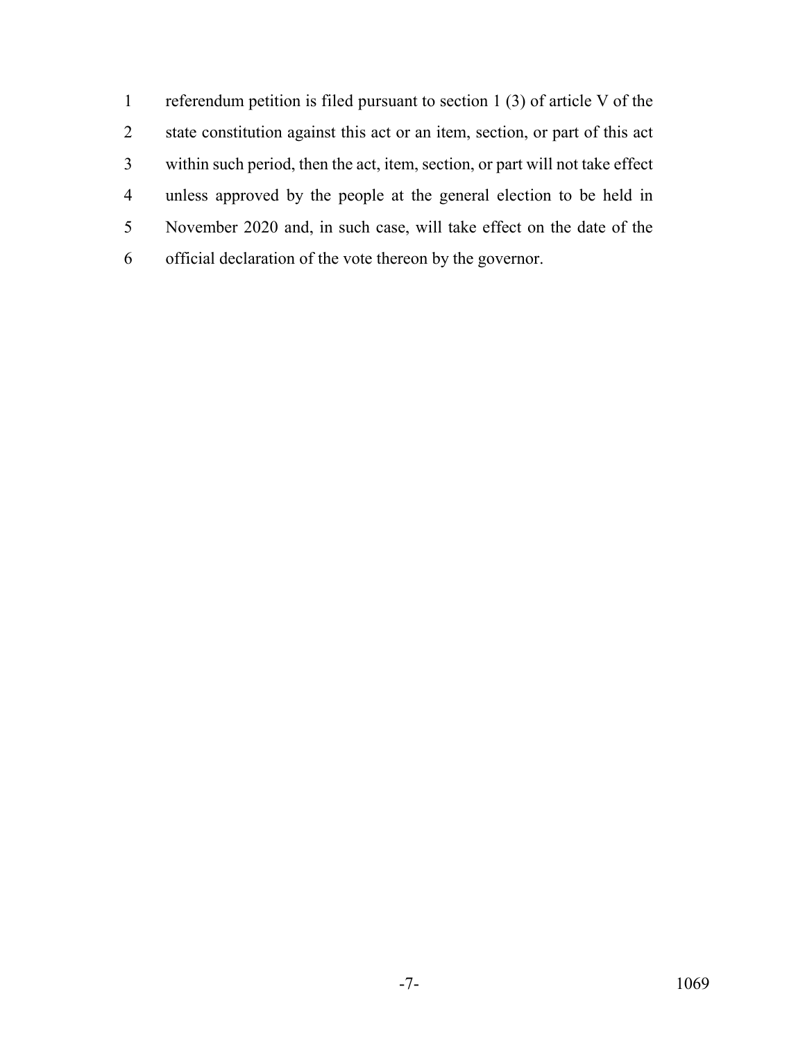referendum petition is filed pursuant to section 1 (3) of article V of the state constitution against this act or an item, section, or part of this act within such period, then the act, item, section, or part will not take effect unless approved by the people at the general election to be held in November 2020 and, in such case, will take effect on the date of the official declaration of the vote thereon by the governor.